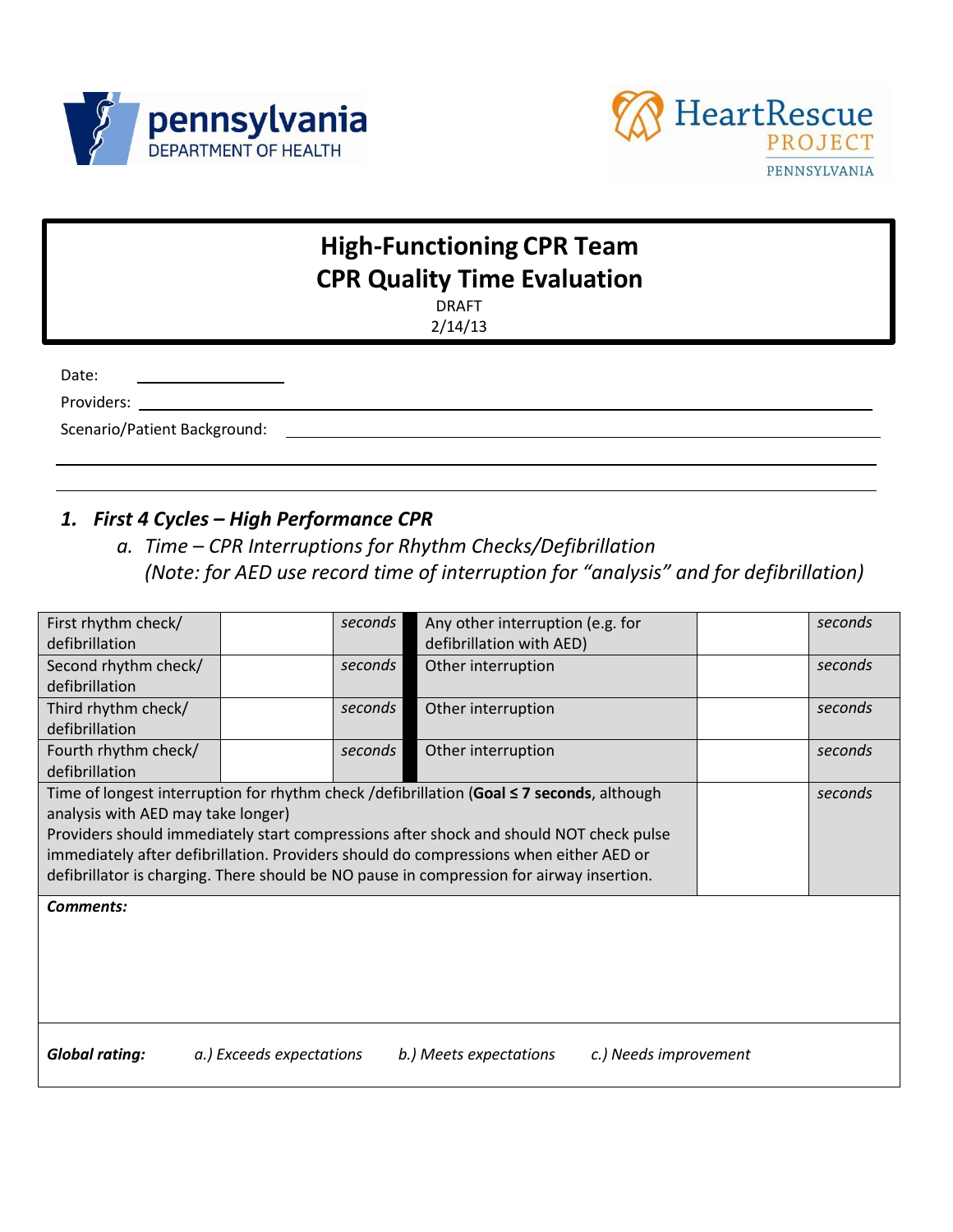pennsylvania
DEPARTMENT OF HEALTH

HeartRescue PROJECT PENNSYLVANIA

# High-Functioning CPR Team
# CPR Quality Time Evaluation

DRAFT
2/14/13

Date: ________________

Providers: ____________________________________________

Scenario/Patient Background: ____________________________________________

____________________________________________

### *1. First 4 Cycles – High Performance CPR*

*a. Time – CPR Interruptions for Rhythm Checks/Defibrillation*
*(Note: for AED use record time of interruption for “analysis” and for defibrillation)*

| | | | | | |
|---|---|---|---|---|---|
| First rhythm check/ defibrillation | | *seconds* | Any other interruption (e.g. for defibrillation with AED) | | *seconds* |
| Second rhythm check/ defibrillation | | *seconds* | Other interruption | | *seconds* |
| Third rhythm check/ defibrillation | | *seconds* | Other interruption | | *seconds* |
| Fourth rhythm check/ defibrillation | | *seconds* | Other interruption | | *seconds* |
| Time of longest interruption for rhythm check /defibrillation (**Goal ≤ 7 seconds**, although analysis with AED may take longer) Providers should immediately start compressions after shock and should NOT check pulse immediately after defibrillation. Providers should do compressions when either AED or defibrillator is charging. There should be NO pause in compression for airway insertion. | | | | | *seconds* |

***Comments:***

***Global rating:*** *a.) Exceeds expectations* *b.) Meets expectations* *c.) Needs improvement*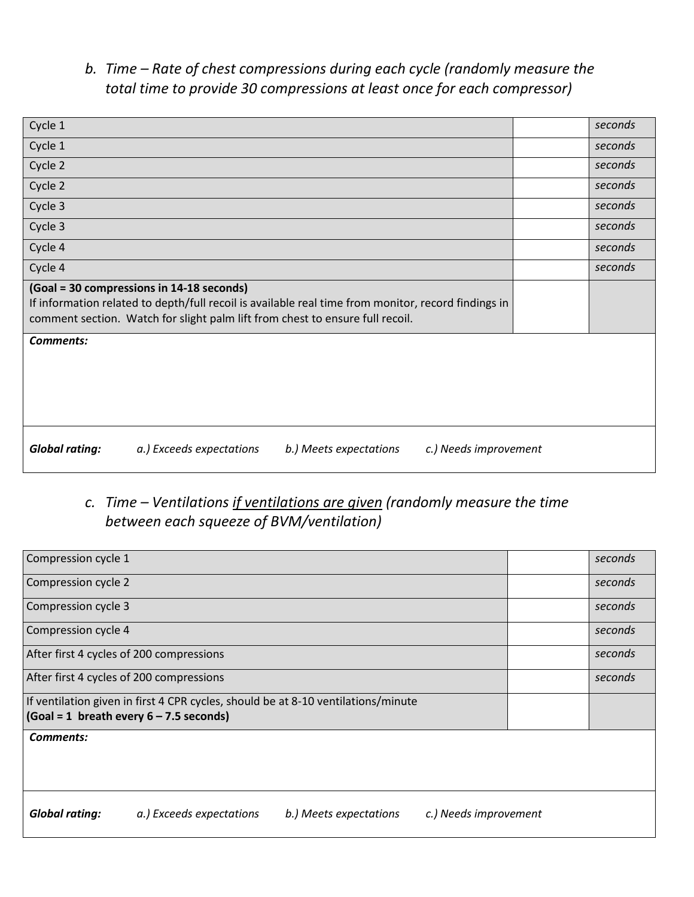*b. Time – Rate of chest compressions during each cycle (randomly measure the total time to provide 30 compressions at least once for each compressor)*

| | | |
|---|---|---|
| Cycle 1 | | *seconds* |
| Cycle 1 | | *seconds* |
| Cycle 2 | | *seconds* |
| Cycle 2 | | *seconds* |
| Cycle 3 | | *seconds* |
| Cycle 3 | | *seconds* |
| Cycle 4 | | *seconds* |
| Cycle 4 | | *seconds* |
| **(Goal = 30 compressions in 14-18 seconds)** If information related to depth/full recoil is available real time from monitor, record findings in comment section. Watch for slight palm lift from chest to ensure full recoil. | | |

***Comments:***

***Global rating:*** *a.) Exceeds expectations* *b.) Meets expectations* *c.) Needs improvement*

*c. Time – Ventilations <u>if ventilations are given</u> (randomly measure the time between each squeeze of BVM/ventilation)*

| | | |
|---|---|---|
| Compression cycle 1 | | *seconds* |
| Compression cycle 2 | | *seconds* |
| Compression cycle 3 | | *seconds* |
| Compression cycle 4 | | *seconds* |
| After first 4 cycles of 200 compressions | | *seconds* |
| After first 4 cycles of 200 compressions | | *seconds* |
| If ventilation given in first 4 CPR cycles, should be at 8-10 ventilations/minute **(Goal = 1 breath every 6 – 7.5 seconds)** | | |

***Comments:***

***Global rating:*** *a.) Exceeds expectations* *b.) Meets expectations* *c.) Needs improvement*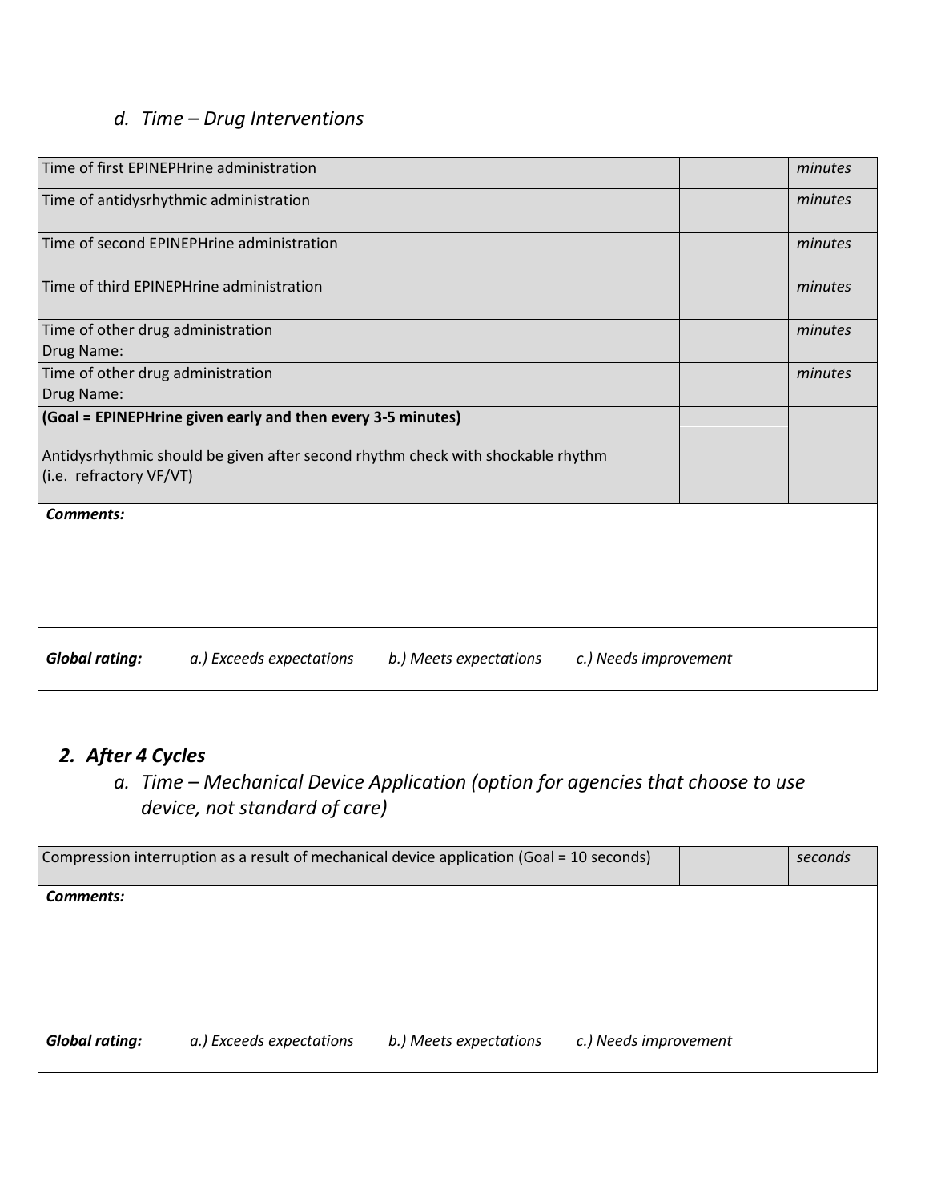*d. Time – Drug Interventions*

| | | |
|---|---|---|
| Time of first EPINEPHrine administration | | *minutes* |
| Time of antidysrhythmic administration | | *minutes* |
| Time of second EPINEPHrine administration | | *minutes* |
| Time of third EPINEPHrine administration | | *minutes* |
| Time of other drug administration<br>Drug Name: | | *minutes* |
| Time of other drug administration<br>Drug Name: | | *minutes* |
| **(Goal = EPINEPHrine given early and then every 3-5 minutes)**<br><br>Antidysrhythmic should be given after second rhythm check with shockable rhythm (i.e. refractory VF/VT) | | |

***Comments:***

***Global rating:*** *a.) Exceeds expectations* *b.) Meets expectations* *c.) Needs improvement*

## *2. After 4 Cycles*

### *a. Time – Mechanical Device Application (option for agencies that choose to use device, not standard of care)*

| | | |
|---|---|---|
| Compression interruption as a result of mechanical device application (Goal = 10 seconds) | | *seconds* |

***Comments:***

***Global rating:*** *a.) Exceeds expectations* *b.) Meets expectations* *c.) Needs improvement*